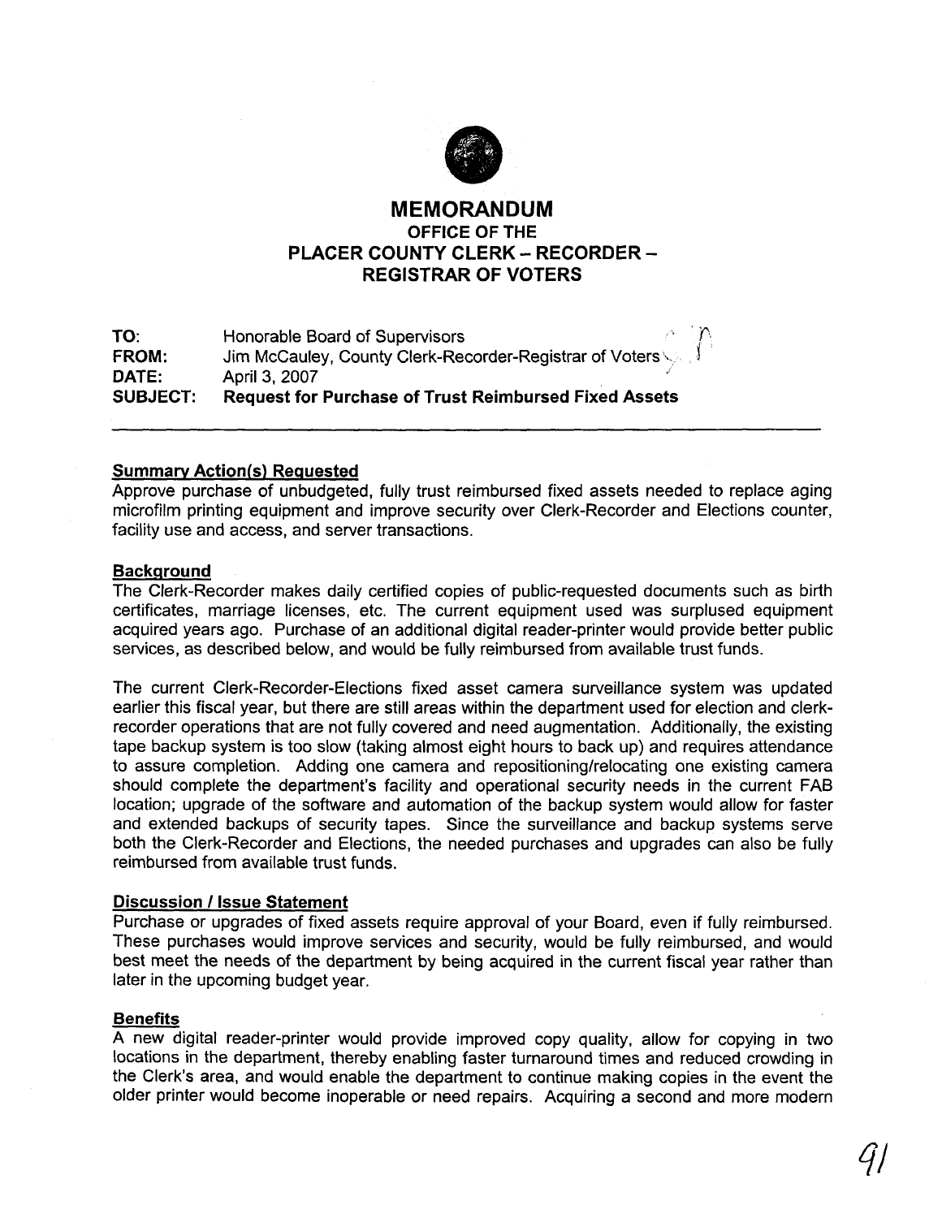# MEMORANDUM

## OFFICE OF THE PLACER COUNTY CLERK – RECORDER – REGISTRAR OF VOTERS

**TO:** Honorable Board of Supervisors
**FROM:** Jim McCauley, County Clerk-Recorder-Registrar of Voters
**DATE:** April 3, 2007
**SUBJECT:** **Request for Purchase of Trust Reimbursed Fixed Assets**

---

### Summary Action(s) Requested

Approve purchase of unbudgeted, fully trust reimbursed fixed assets needed to replace aging microfilm printing equipment and improve security over Clerk-Recorder and Elections counter, facility use and access, and server transactions.

### Background

The Clerk-Recorder makes daily certified copies of public-requested documents such as birth certificates, marriage licenses, etc. The current equipment used was surplused equipment acquired years ago. Purchase of an additional digital reader-printer would provide better public services, as described below, and would be fully reimbursed from available trust funds.

The current Clerk-Recorder-Elections fixed asset camera surveillance system was updated earlier this fiscal year, but there are still areas within the department used for election and clerk-recorder operations that are not fully covered and need augmentation. Additionally, the existing tape backup system is too slow (taking almost eight hours to back up) and requires attendance to assure completion. Adding one camera and repositioning/relocating one existing camera should complete the department's facility and operational security needs in the current FAB location; upgrade of the software and automation of the backup system would allow for faster and extended backups of security tapes. Since the surveillance and backup systems serve both the Clerk-Recorder and Elections, the needed purchases and upgrades can also be fully reimbursed from available trust funds.

### Discussion / Issue Statement

Purchase or upgrades of fixed assets require approval of your Board, even if fully reimbursed. These purchases would improve services and security, would be fully reimbursed, and would best meet the needs of the department by being acquired in the current fiscal year rather than later in the upcoming budget year.

### Benefits

A new digital reader-printer would provide improved copy quality, allow for copying in two locations in the department, thereby enabling faster turnaround times and reduced crowding in the Clerk's area, and would enable the department to continue making copies in the event the older printer would become inoperable or need repairs. Acquiring a second and more modern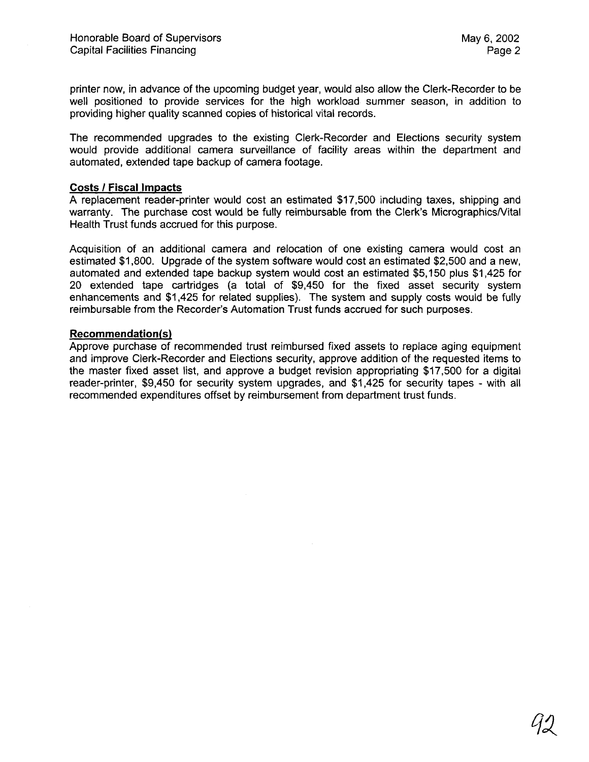printer now, in advance of the upcoming budget year, would also allow the Clerk-Recorder to be well positioned to provide services for the high workload summer season, in addition to providing higher quality scanned copies of historical vital records.

The recommended upgrades to the existing Clerk-Recorder and Elections security system would provide additional camera surveillance of facility areas within the department and automated, extended tape backup of camera footage.

**Costs / Fiscal Impacts**

A replacement reader-printer would cost an estimated $17,500 including taxes, shipping and warranty. The purchase cost would be fully reimbursable from the Clerk's Micrographics/Vital Health Trust funds accrued for this purpose.

Acquisition of an additional camera and relocation of one existing camera would cost an estimated $1,800. Upgrade of the system software would cost an estimated $2,500 and a new, automated and extended tape backup system would cost an estimated $5,150 plus $1,425 for 20 extended tape cartridges (a total of $9,450 for the fixed asset security system enhancements and $1,425 for related supplies). The system and supply costs would be fully reimbursable from the Recorder's Automation Trust funds accrued for such purposes.

**Recommendation(s)**

Approve purchase of recommended trust reimbursed fixed assets to replace aging equipment and improve Clerk-Recorder and Elections security, approve addition of the requested items to the master fixed asset list, and approve a budget revision appropriating $17,500 for a digital reader-printer, $9,450 for security system upgrades, and $1,425 for security tapes - with all recommended expenditures offset by reimbursement from department trust funds.